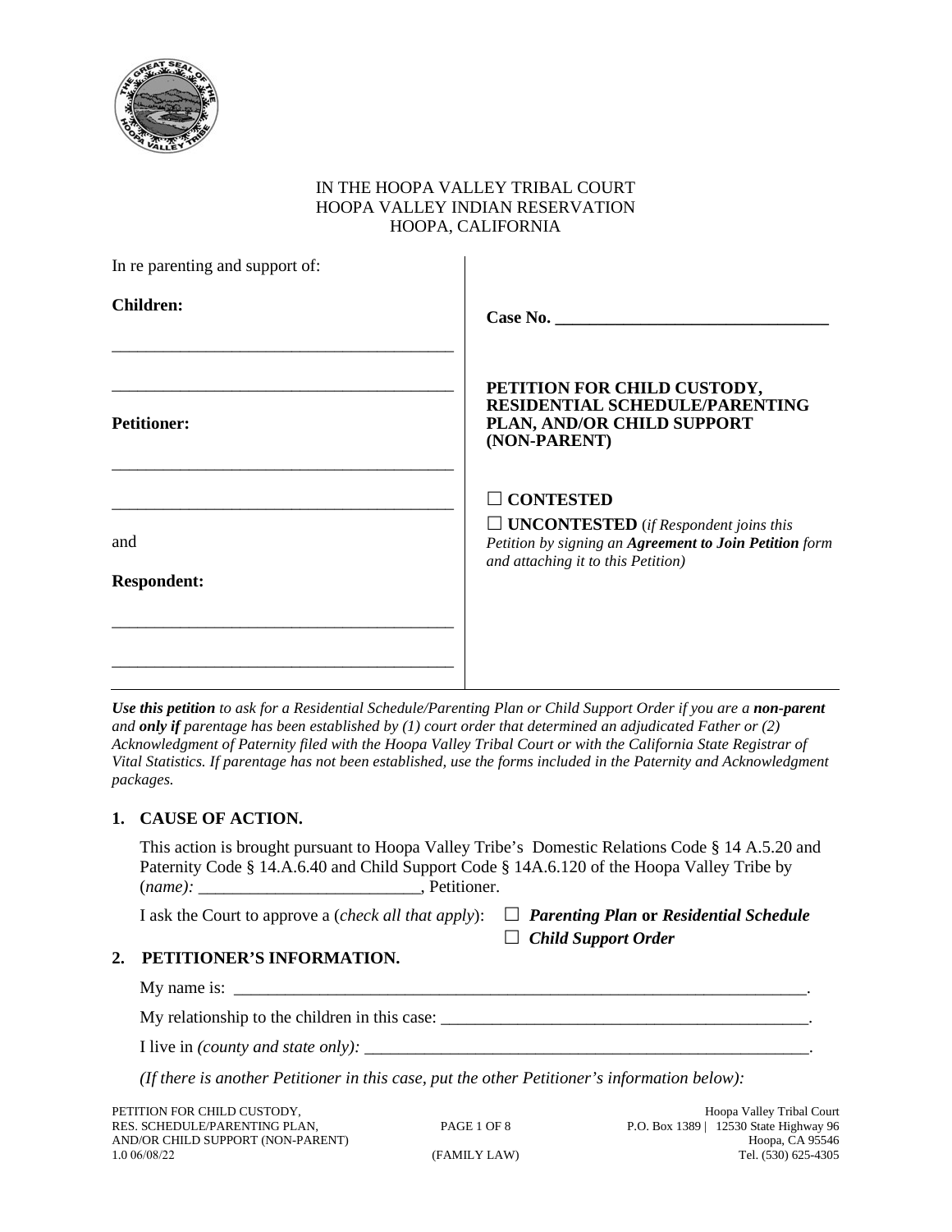IN THE HOOPA VALLEY TRIBAL COURT
HOOPA VALLEY INDIAN RESERVATION
HOOPA, CALIFORNIA

| In re parenting and support of: | |
|---|---|
| **Children:** <br> \_\_\_\_\_\_\_\_\_\_\_\_\_\_\_\_\_\_\_\_\_\_\_\_\_\_\_\_\_\_\_\_\_\_\_\_\_\_ <br> \_\_\_\_\_\_\_\_\_\_\_\_\_\_\_\_\_\_\_\_\_\_\_\_\_\_\_\_\_\_\_\_\_\_\_\_\_\_ | **Case No. \_\_\_\_\_\_\_\_\_\_\_\_\_\_\_\_\_\_\_\_\_\_\_\_\_\_\_\_\_\_\_\_** |
| **Petitioner:** <br> \_\_\_\_\_\_\_\_\_\_\_\_\_\_\_\_\_\_\_\_\_\_\_\_\_\_\_\_\_\_\_\_\_\_\_\_\_\_ <br> \_\_\_\_\_\_\_\_\_\_\_\_\_\_\_\_\_\_\_\_\_\_\_\_\_\_\_\_\_\_\_\_\_\_\_\_\_\_ | **PETITION FOR CHILD CUSTODY, RESIDENTIAL SCHEDULE/PARENTING PLAN, AND/OR CHILD SUPPORT (NON-PARENT)** |
| and <br> **Respondent:** <br> \_\_\_\_\_\_\_\_\_\_\_\_\_\_\_\_\_\_\_\_\_\_\_\_\_\_\_\_\_\_\_\_\_\_\_\_\_\_ <br> \_\_\_\_\_\_\_\_\_\_\_\_\_\_\_\_\_\_\_\_\_\_\_\_\_\_\_\_\_\_\_\_\_\_\_\_\_\_ | ☐ **CONTESTED** <br> ☐ **UNCONTESTED** (*if Respondent joins this Petition by signing an **Agreement to Join Petition** form and attaching it to this Petition)* |

***Use this petition** to ask for a Residential Schedule/Parenting Plan or Child Support Order if you are a **non-parent** and **only if** parentage has been established by (1) court order that determined an adjudicated Father or (2) Acknowledgment of Paternity filed with the Hoopa Valley Tribal Court or with the California State Registrar of Vital Statistics. If parentage has not been established, use the forms included in the Paternity and Acknowledgment packages.*

## 1. CAUSE OF ACTION.

This action is brought pursuant to Hoopa Valley Tribe's Domestic Relations Code § 14 A.5.20 and Paternity Code § 14.A.6.40 and Child Support Code § 14A.6.120 of the Hoopa Valley Tribe by (*name):* \_\_\_\_\_\_\_\_\_\_\_\_\_\_\_\_\_\_\_\_\_\_\_\_\_\_, Petitioner.

I ask the Court to approve a (*check all that apply*):
☐ ***Parenting Plan* or *Residential Schedule***
☐ ***Child Support Order***

## 2. PETITIONER'S INFORMATION.

My name is: \_\_\_\_\_\_\_\_\_\_\_\_\_\_\_\_\_\_\_\_\_\_\_\_\_\_\_\_\_\_\_\_\_\_\_\_\_\_\_\_\_\_\_\_\_\_\_\_\_\_\_\_\_\_\_\_\_\_\_\_\_\_\_\_\_\_\_\_.

My relationship to the children in this case: \_\_\_\_\_\_\_\_\_\_\_\_\_\_\_\_\_\_\_\_\_\_\_\_\_\_\_\_\_\_\_\_\_\_\_\_\_\_\_\_\_\_\_\_.

I live in *(county and state only):* \_\_\_\_\_\_\_\_\_\_\_\_\_\_\_\_\_\_\_\_\_\_\_\_\_\_\_\_\_\_\_\_\_\_\_\_\_\_\_\_\_\_\_\_\_\_\_\_\_\_\_\_\_.

*(If there is another Petitioner in this case, put the other Petitioner's information below):*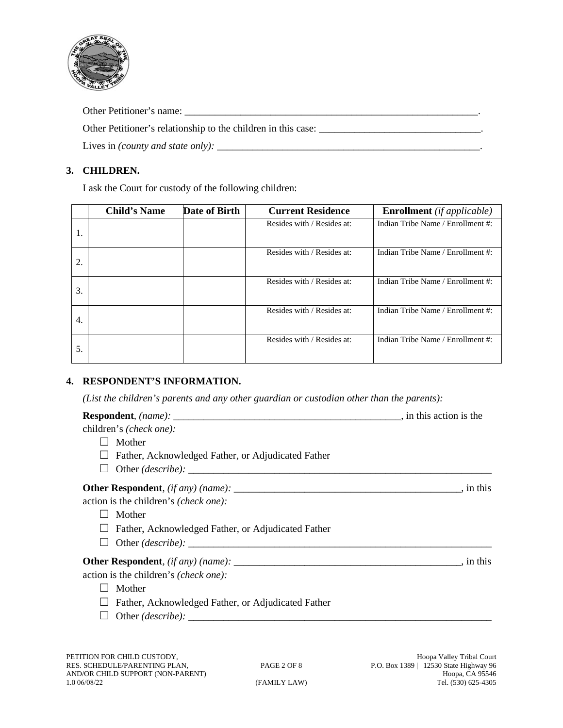Other Petitioner's name: ____________________________________________________________.

Other Petitioner's relationship to the children in this case: ________________________________.

Lives in *(county and state only)*: _____________________________________________________.

**3. CHILDREN.**

I ask the Court for custody of the following children:

| | Child's Name | Date of Birth | Current Residence | Enrollment *(if applicable)* |
|---|---|---|---|---|
| 1. | | | Resides with / Resides at: | Indian Tribe Name / Enrollment #: |
| 2. | | | Resides with / Resides at: | Indian Tribe Name / Enrollment #: |
| 3. | | | Resides with / Resides at: | Indian Tribe Name / Enrollment #: |
| 4. | | | Resides with / Resides at: | Indian Tribe Name / Enrollment #: |
| 5. | | | Resides with / Resides at: | Indian Tribe Name / Enrollment #: |

**4. RESPONDENT'S INFORMATION.**

*(List the children's parents and any other guardian or custodian other than the parents):*

**Respondent**, *(name):* ______________________________________________, in this action is the children's *(check one):*

- ☐ Mother
- ☐ Father, Acknowledged Father, or Adjudicated Father
- ☐ Other *(describe):* ______________________________________________________________

**Other Respondent**, *(if any) (name):* ______________________________________________, in this action is the children's *(check one):*

- ☐ Mother
- ☐ Father, Acknowledged Father, or Adjudicated Father
- ☐ Other *(describe):* ______________________________________________________________

**Other Respondent**, *(if any) (name):* ______________________________________________, in this action is the children's *(check one):*

- ☐ Mother
- ☐ Father, Acknowledged Father, or Adjudicated Father
- ☐ Other *(describe):* ______________________________________________________________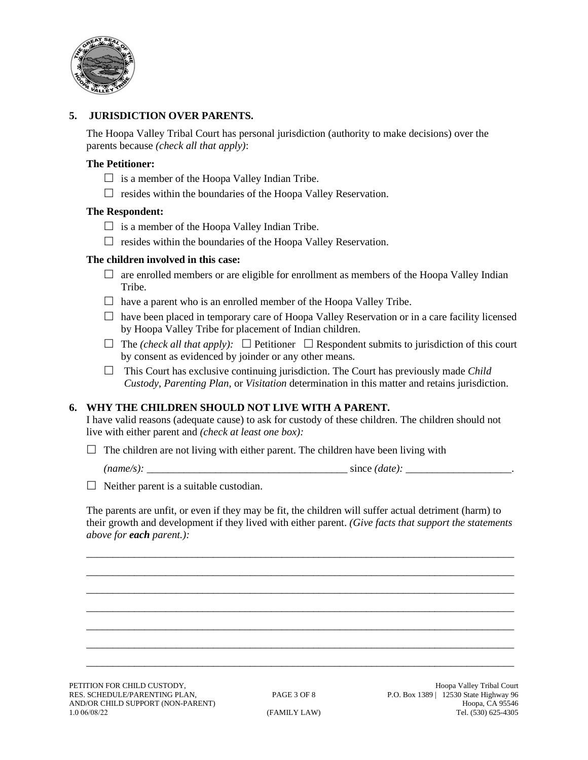## 5. JURISDICTION OVER PARENTS.

The Hoopa Valley Tribal Court has personal jurisdiction (authority to make decisions) over the parents because *(check all that apply)*:

**The Petitioner:**

☐ is a member of the Hoopa Valley Indian Tribe.

☐ resides within the boundaries of the Hoopa Valley Reservation.

**The Respondent:**

☐ is a member of the Hoopa Valley Indian Tribe.

☐ resides within the boundaries of the Hoopa Valley Reservation.

**The children involved in this case:**

☐ are enrolled members or are eligible for enrollment as members of the Hoopa Valley Indian Tribe.

☐ have a parent who is an enrolled member of the Hoopa Valley Tribe.

☐ have been placed in temporary care of Hoopa Valley Reservation or in a care facility licensed by Hoopa Valley Tribe for placement of Indian children.

☐ The *(check all that apply):* ☐ Petitioner ☐ Respondent submits to jurisdiction of this court by consent as evidenced by joinder or any other means.

☐ This Court has exclusive continuing jurisdiction. The Court has previously made *Child Custody*, *Parenting Plan*, or *Visitation* determination in this matter and retains jurisdiction.

## 6. WHY THE CHILDREN SHOULD NOT LIVE WITH A PARENT.

I have valid reasons (adequate cause) to ask for custody of these children. The children should not live with either parent and *(check at least one box):*

☐ The children are not living with either parent. The children have been living with

*(name/s):* ______________________________________ since *(date):* ____________________.

☐ Neither parent is a suitable custodian.

The parents are unfit, or even if they may be fit, the children will suffer actual detriment (harm) to their growth and development if they lived with either parent. *(Give facts that support the statements above for **each** parent.):*

_________________________________________________________________________________

_________________________________________________________________________________

_________________________________________________________________________________

_________________________________________________________________________________

_________________________________________________________________________________

_________________________________________________________________________________

_________________________________________________________________________________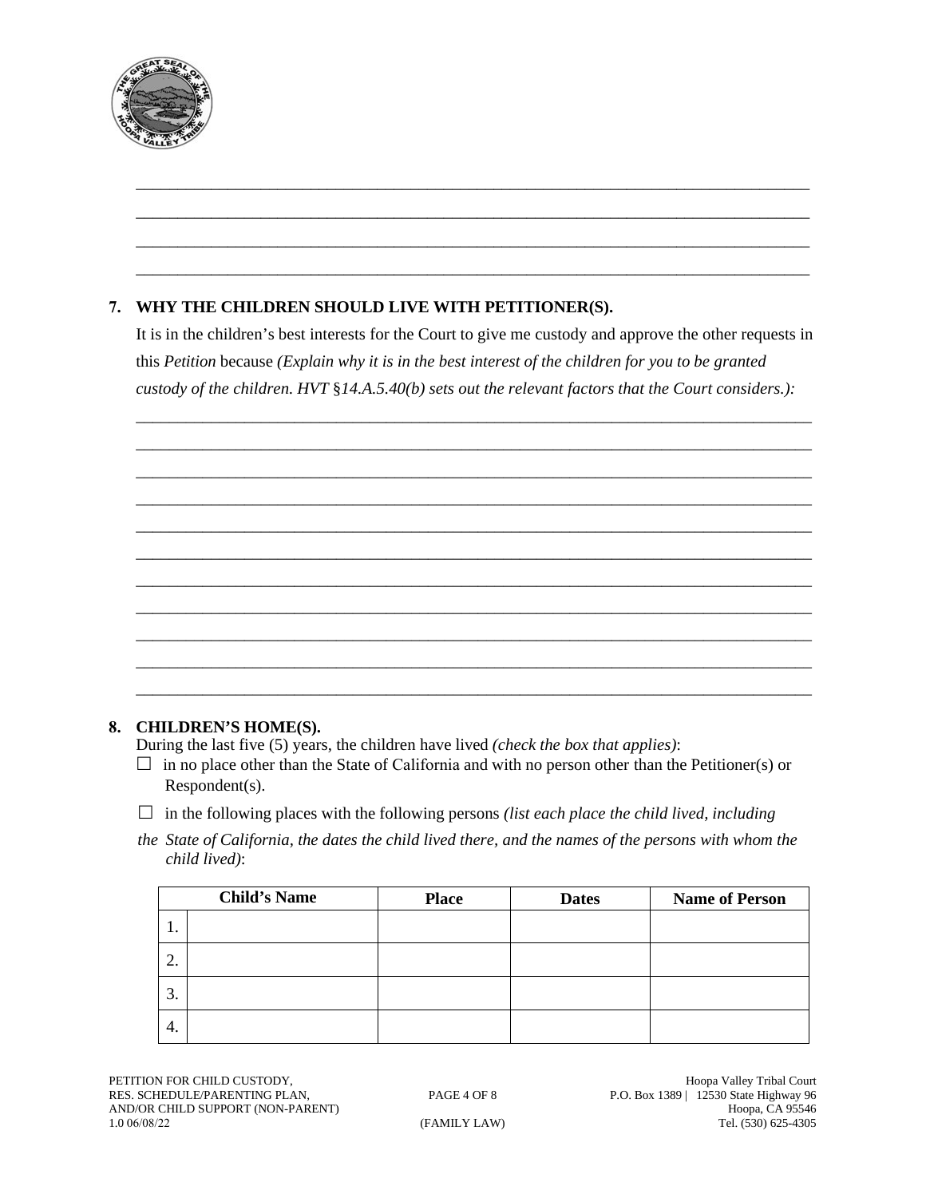\_\_\_\_\_\_\_\_\_\_\_\_\_\_\_\_\_\_\_\_\_\_\_\_\_\_\_\_\_\_\_\_\_\_\_\_\_\_\_\_\_\_\_\_\_\_\_\_\_\_\_\_\_\_\_\_\_\_\_\_\_\_\_\_\_\_\_\_\_\_\_\_\_\_\_\_\_\_

\_\_\_\_\_\_\_\_\_\_\_\_\_\_\_\_\_\_\_\_\_\_\_\_\_\_\_\_\_\_\_\_\_\_\_\_\_\_\_\_\_\_\_\_\_\_\_\_\_\_\_\_\_\_\_\_\_\_\_\_\_\_\_\_\_\_\_\_\_\_\_\_\_\_\_\_\_\_

\_\_\_\_\_\_\_\_\_\_\_\_\_\_\_\_\_\_\_\_\_\_\_\_\_\_\_\_\_\_\_\_\_\_\_\_\_\_\_\_\_\_\_\_\_\_\_\_\_\_\_\_\_\_\_\_\_\_\_\_\_\_\_\_\_\_\_\_\_\_\_\_\_\_\_\_\_\_

\_\_\_\_\_\_\_\_\_\_\_\_\_\_\_\_\_\_\_\_\_\_\_\_\_\_\_\_\_\_\_\_\_\_\_\_\_\_\_\_\_\_\_\_\_\_\_\_\_\_\_\_\_\_\_\_\_\_\_\_\_\_\_\_\_\_\_\_\_\_\_\_\_\_\_\_\_\_

**7. WHY THE CHILDREN SHOULD LIVE WITH PETITIONER(S).**

It is in the children's best interests for the Court to give me custody and approve the other requests in this *Petition* because *(Explain why it is in the best interest of the children for you to be granted custody of the children. HVT* §*14.A.5.40(b) sets out the relevant factors that the Court considers.):*

\_\_\_\_\_\_\_\_\_\_\_\_\_\_\_\_\_\_\_\_\_\_\_\_\_\_\_\_\_\_\_\_\_\_\_\_\_\_\_\_\_\_\_\_\_\_\_\_\_\_\_\_\_\_\_\_\_\_\_\_\_\_\_\_\_\_\_\_\_\_\_\_\_\_\_\_\_\_

\_\_\_\_\_\_\_\_\_\_\_\_\_\_\_\_\_\_\_\_\_\_\_\_\_\_\_\_\_\_\_\_\_\_\_\_\_\_\_\_\_\_\_\_\_\_\_\_\_\_\_\_\_\_\_\_\_\_\_\_\_\_\_\_\_\_\_\_\_\_\_\_\_\_\_\_\_\_

\_\_\_\_\_\_\_\_\_\_\_\_\_\_\_\_\_\_\_\_\_\_\_\_\_\_\_\_\_\_\_\_\_\_\_\_\_\_\_\_\_\_\_\_\_\_\_\_\_\_\_\_\_\_\_\_\_\_\_\_\_\_\_\_\_\_\_\_\_\_\_\_\_\_\_\_\_\_

\_\_\_\_\_\_\_\_\_\_\_\_\_\_\_\_\_\_\_\_\_\_\_\_\_\_\_\_\_\_\_\_\_\_\_\_\_\_\_\_\_\_\_\_\_\_\_\_\_\_\_\_\_\_\_\_\_\_\_\_\_\_\_\_\_\_\_\_\_\_\_\_\_\_\_\_\_\_

\_\_\_\_\_\_\_\_\_\_\_\_\_\_\_\_\_\_\_\_\_\_\_\_\_\_\_\_\_\_\_\_\_\_\_\_\_\_\_\_\_\_\_\_\_\_\_\_\_\_\_\_\_\_\_\_\_\_\_\_\_\_\_\_\_\_\_\_\_\_\_\_\_\_\_\_\_\_

\_\_\_\_\_\_\_\_\_\_\_\_\_\_\_\_\_\_\_\_\_\_\_\_\_\_\_\_\_\_\_\_\_\_\_\_\_\_\_\_\_\_\_\_\_\_\_\_\_\_\_\_\_\_\_\_\_\_\_\_\_\_\_\_\_\_\_\_\_\_\_\_\_\_\_\_\_\_

\_\_\_\_\_\_\_\_\_\_\_\_\_\_\_\_\_\_\_\_\_\_\_\_\_\_\_\_\_\_\_\_\_\_\_\_\_\_\_\_\_\_\_\_\_\_\_\_\_\_\_\_\_\_\_\_\_\_\_\_\_\_\_\_\_\_\_\_\_\_\_\_\_\_\_\_\_\_

\_\_\_\_\_\_\_\_\_\_\_\_\_\_\_\_\_\_\_\_\_\_\_\_\_\_\_\_\_\_\_\_\_\_\_\_\_\_\_\_\_\_\_\_\_\_\_\_\_\_\_\_\_\_\_\_\_\_\_\_\_\_\_\_\_\_\_\_\_\_\_\_\_\_\_\_\_\_

\_\_\_\_\_\_\_\_\_\_\_\_\_\_\_\_\_\_\_\_\_\_\_\_\_\_\_\_\_\_\_\_\_\_\_\_\_\_\_\_\_\_\_\_\_\_\_\_\_\_\_\_\_\_\_\_\_\_\_\_\_\_\_\_\_\_\_\_\_\_\_\_\_\_\_\_\_\_

\_\_\_\_\_\_\_\_\_\_\_\_\_\_\_\_\_\_\_\_\_\_\_\_\_\_\_\_\_\_\_\_\_\_\_\_\_\_\_\_\_\_\_\_\_\_\_\_\_\_\_\_\_\_\_\_\_\_\_\_\_\_\_\_\_\_\_\_\_\_\_\_\_\_\_\_\_\_

\_\_\_\_\_\_\_\_\_\_\_\_\_\_\_\_\_\_\_\_\_\_\_\_\_\_\_\_\_\_\_\_\_\_\_\_\_\_\_\_\_\_\_\_\_\_\_\_\_\_\_\_\_\_\_\_\_\_\_\_\_\_\_\_\_\_\_\_\_\_\_\_\_\_\_\_\_\_

**8. CHILDREN'S HOME(S).**

During the last five (5) years, the children have lived *(check the box that applies)*:

☐ in no place other than the State of California and with no person other than the Petitioner(s) or Respondent(s).

☐ in the following places with the following persons *(list each place the child lived, including the State of California, the dates the child lived there, and the names of the persons with whom the child lived)*:

| Child's Name | | Place | Dates | Name of Person |
|---|---|---|---|---|
| 1. | | | | |
| 2. | | | | |
| 3. | | | | |
| 4. | | | | |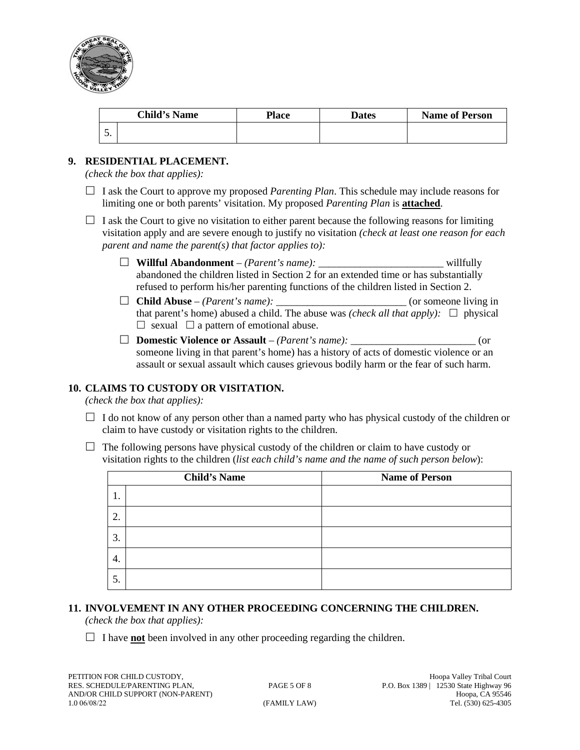| Child's Name | | Place | Dates | Name of Person |
|---|---|---|---|---|
| 5. | | | | |

**9. RESIDENTIAL PLACEMENT.**

*(check the box that applies):*

☐ I ask the Court to approve my proposed *Parenting Plan*. This schedule may include reasons for limiting one or both parents' visitation. My proposed *Parenting Plan* is **attached**.

☐ I ask the Court to give no visitation to either parent because the following reasons for limiting visitation apply and are severe enough to justify no visitation *(check at least one reason for each parent and name the parent(s) that factor applies to):*

- ☐ **Willful Abandonment** – *(Parent's name):* ________________________ willfully abandoned the children listed in Section 2 for an extended time or has substantially refused to perform his/her parenting functions of the children listed in Section 2.
- ☐ **Child Abuse** – *(Parent's name):* ________________________ (or someone living in that parent's home) abused a child. The abuse was *(check all that apply):* ☐ physical ☐ sexual ☐ a pattern of emotional abuse.
- ☐ **Domestic Violence or Assault** – *(Parent's name):* ________________________ (or someone living in that parent's home) has a history of acts of domestic violence or an assault or sexual assault which causes grievous bodily harm or the fear of such harm.

**10. CLAIMS TO CUSTODY OR VISITATION.**

*(check the box that applies):*

☐ I do not know of any person other than a named party who has physical custody of the children or claim to have custody or visitation rights to the children.

☐ The following persons have physical custody of the children or claim to have custody or visitation rights to the children (*list each child's name and the name of such person below*):

| Child's Name | | Name of Person |
|---|---|---|
| 1. | | |
| 2. | | |
| 3. | | |
| 4. | | |
| 5. | | |

**11. INVOLVEMENT IN ANY OTHER PROCEEDING CONCERNING THE CHILDREN.**

*(check the box that applies):*

☐ I have **not** been involved in any other proceeding regarding the children.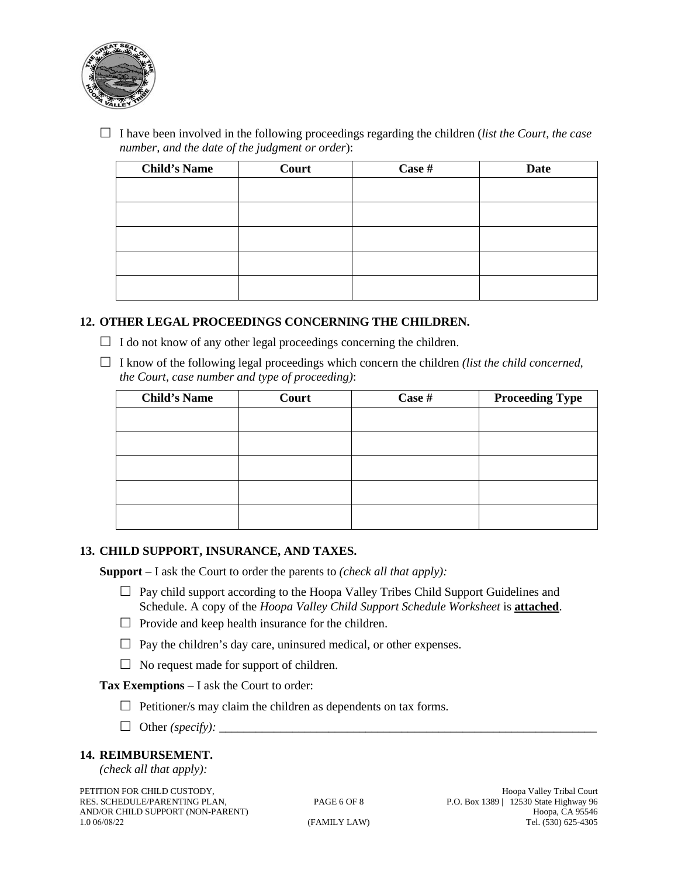☐ I have been involved in the following proceedings regarding the children (*list the Court, the case number, and the date of the judgment or order*):

| Child's Name | Court | Case # | Date |
|---|---|---|---|
| | | | |
| | | | |
| | | | |
| | | | |
| | | | |

## 12. OTHER LEGAL PROCEEDINGS CONCERNING THE CHILDREN.

☐ I do not know of any other legal proceedings concerning the children.

☐ I know of the following legal proceedings which concern the children *(list the child concerned, the Court, case number and type of proceeding)*:

| Child's Name | Court | Case # | Proceeding Type |
|---|---|---|---|
| | | | |
| | | | |
| | | | |
| | | | |
| | | | |

## 13. CHILD SUPPORT, INSURANCE, AND TAXES.

**Support** – I ask the Court to order the parents to *(check all that apply):*

☐ Pay child support according to the Hoopa Valley Tribes Child Support Guidelines and Schedule. A copy of the *Hoopa Valley Child Support Schedule Worksheet* is **attached**.

☐ Provide and keep health insurance for the children.

☐ Pay the children's day care, uninsured medical, or other expenses.

☐ No request made for support of children.

**Tax Exemptions** – I ask the Court to order:

☐ Petitioner/s may claim the children as dependents on tax forms.

☐ Other *(specify):* ____________________________________________________________________

## 14. REIMBURSEMENT.

*(check all that apply):*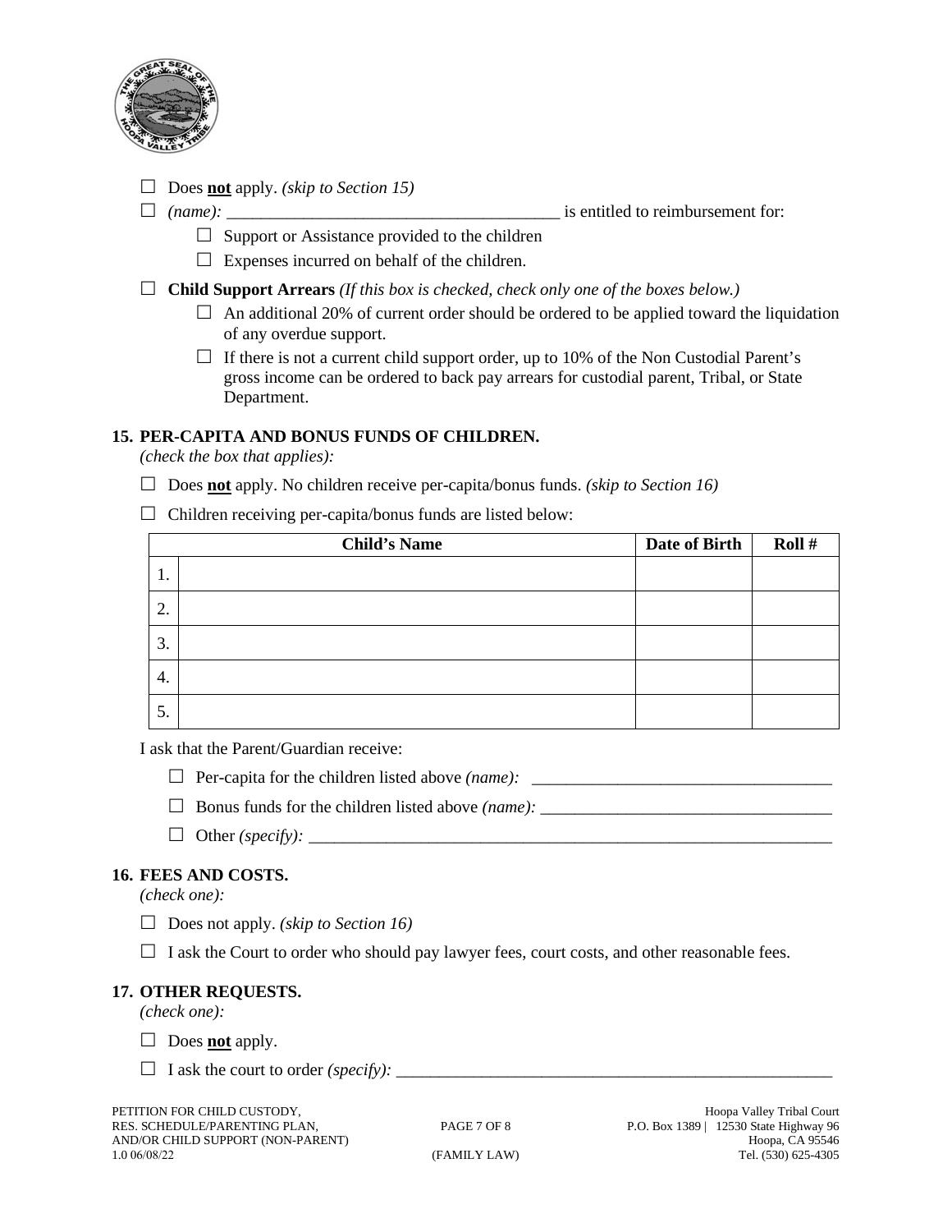☐ Does **not** apply. *(skip to Section 15)*

☐ *(name):* ________________________________________ is entitled to reimbursement for:

- ☐ Support or Assistance provided to the children
- ☐ Expenses incurred on behalf of the children.

☐ **Child Support Arrears** *(If this box is checked, check only one of the boxes below.)*

- ☐ An additional 20% of current order should be ordered to be applied toward the liquidation of any overdue support.
- ☐ If there is not a current child support order, up to 10% of the Non Custodial Parent's gross income can be ordered to back pay arrears for custodial parent, Tribal, or State Department.

## 15. PER-CAPITA AND BONUS FUNDS OF CHILDREN.

*(check the box that applies):*

☐ Does **not** apply. No children receive per-capita/bonus funds. *(skip to Section 16)*

☐ Children receiving per-capita/bonus funds are listed below:

| | Child's Name | Date of Birth | Roll # |
|---|---|---|---|
| 1. | | | |
| 2. | | | |
| 3. | | | |
| 4. | | | |
| 5. | | | |

I ask that the Parent/Guardian receive:

- ☐ Per-capita for the children listed above *(name):* ___________________________________
- ☐ Bonus funds for the children listed above *(name):* _________________________________
- ☐ Other *(specify):* ______________________________________________________________

## 16. FEES AND COSTS.

*(check one):*

☐ Does not apply. *(skip to Section 16)*

☐ I ask the Court to order who should pay lawyer fees, court costs, and other reasonable fees.

## 17. OTHER REQUESTS.

*(check one):*

☐ Does **not** apply.

☐ I ask the court to order *(specify):* ____________________________________________________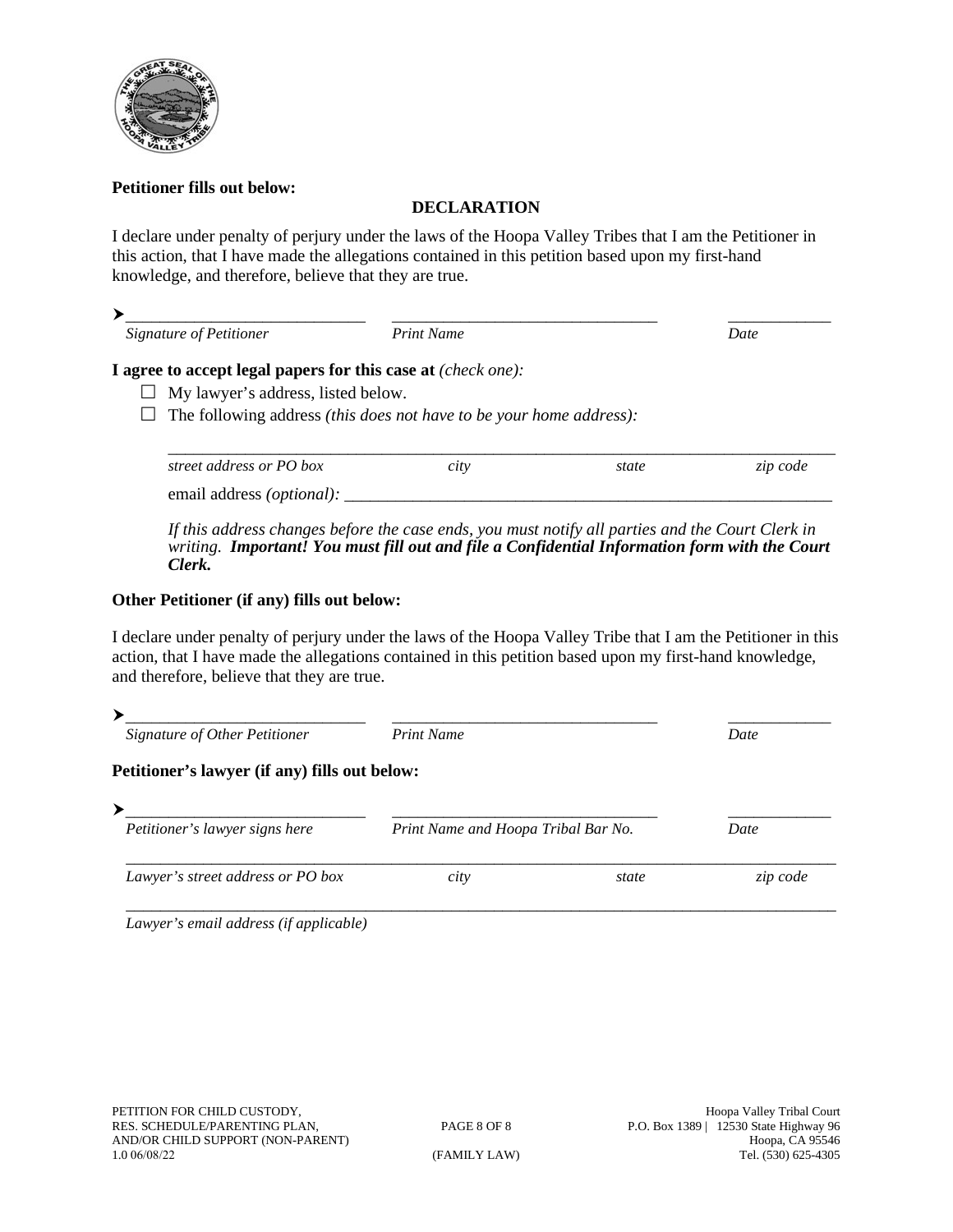**Petitioner fills out below:**

## DECLARATION

I declare under penalty of perjury under the laws of the Hoopa Valley Tribes that I am the Petitioner in this action, that I have made the allegations contained in this petition based upon my first-hand knowledge, and therefore, believe that they are true.

➤_____________________________ _________________________________ _____________

*Signature of Petitioner* *Print Name* *Date*

**I agree to accept legal papers for this case at** *(check one):*

- ☐ My lawyer's address, listed below.
- ☐ The following address *(this does not have to be your home address):*

_________________________________________________________________________________

*street address or PO box* *city* *state* *zip code*

email address *(optional):* ___________________________________________________________

*If this address changes before the case ends, you must notify all parties and the Court Clerk in writing.* ***Important! You must fill out and file a Confidential Information form with the Court Clerk.***

**Other Petitioner (if any) fills out below:**

I declare under penalty of perjury under the laws of the Hoopa Valley Tribe that I am the Petitioner in this action, that I have made the allegations contained in this petition based upon my first-hand knowledge, and therefore, believe that they are true.

➤_____________________________ _________________________________ _____________

*Signature of Other Petitioner* *Print Name* *Date*

**Petitioner's lawyer (if any) fills out below:**

➤_____________________________ _________________________________ _____________

*Petitioner's lawyer signs here* *Print Name and Hoopa Tribal Bar No.* *Date*

_________________________________________________________________________________

*Lawyer's street address or PO box* *city* *state* *zip code*

_________________________________________________________________________________

*Lawyer's email address (if applicable)*